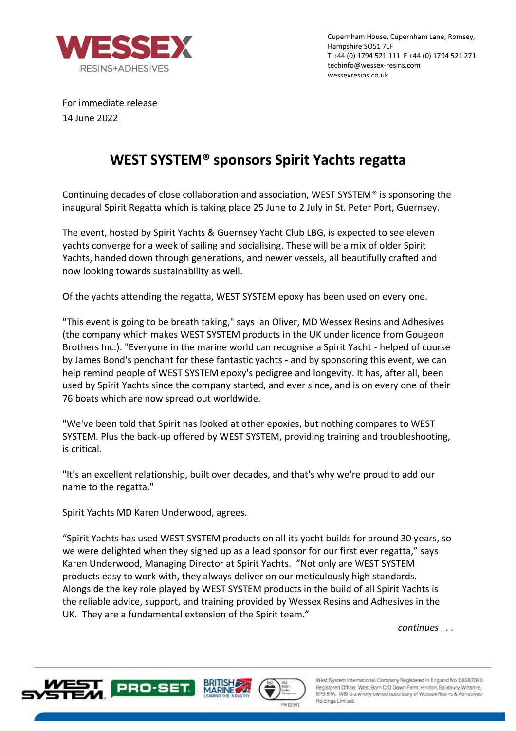Cupernham House, Cupernham Lane, Romsey, Hampshire SO51 7LF
T +44 (0) 1794 521 111 F +44 (0) 1794 521 271
techinfo@wessex-resins.com
wessexresins.co.uk

For immediate release
14 June 2022

# WEST SYSTEM® sponsors Spirit Yachts regatta

Continuing decades of close collaboration and association, WEST SYSTEM® is sponsoring the inaugural Spirit Regatta which is taking place 25 June to 2 July in St. Peter Port, Guernsey.

The event, hosted by Spirit Yachts & Guernsey Yacht Club LBG, is expected to see eleven yachts converge for a week of sailing and socialising. These will be a mix of older Spirit Yachts, handed down through generations, and newer vessels, all beautifully crafted and now looking towards sustainability as well.

Of the yachts attending the regatta, WEST SYSTEM epoxy has been used on every one.

"This event is going to be breath taking," says Ian Oliver, MD Wessex Resins and Adhesives (the company which makes WEST SYSTEM products in the UK under licence from Gougeon Brothers Inc.). "Everyone in the marine world can recognise a Spirit Yacht - helped of course by James Bond's penchant for these fantastic yachts - and by sponsoring this event, we can help remind people of WEST SYSTEM epoxy's pedigree and longevity. It has, after all, been used by Spirit Yachts since the company started, and ever since, and is on every one of their 76 boats which are now spread out worldwide.

"We've been told that Spirit has looked at other epoxies, but nothing compares to WEST SYSTEM. Plus the back-up offered by WEST SYSTEM, providing training and troubleshooting, is critical.

"It's an excellent relationship, built over decades, and that's why we're proud to add our name to the regatta."

Spirit Yachts MD Karen Underwood, agrees.

“Spirit Yachts has used WEST SYSTEM products on all its yacht builds for around 30 years, so we were delighted when they signed up as a lead sponsor for our first ever regatta,” says Karen Underwood, Managing Director at Spirit Yachts. “Not only are WEST SYSTEM products easy to work with, they always deliver on our meticulously high standards. Alongside the key role played by WEST SYSTEM products in the build of all Spirit Yachts is the reliable advice, support, and training provided by Wessex Resins and Adhesives in the UK. They are a fundamental extension of the Spirit team.”

*continues . . .*

West System International. Company Registered in England No: 08287090. Registered Office: West Barn C/O Down Farm, Hindon, Salisbury, Wiltshire, SP3 5TA. WSI is a wholly owned subsidiary of Wessex Resins & Adhesives Holdings Limited.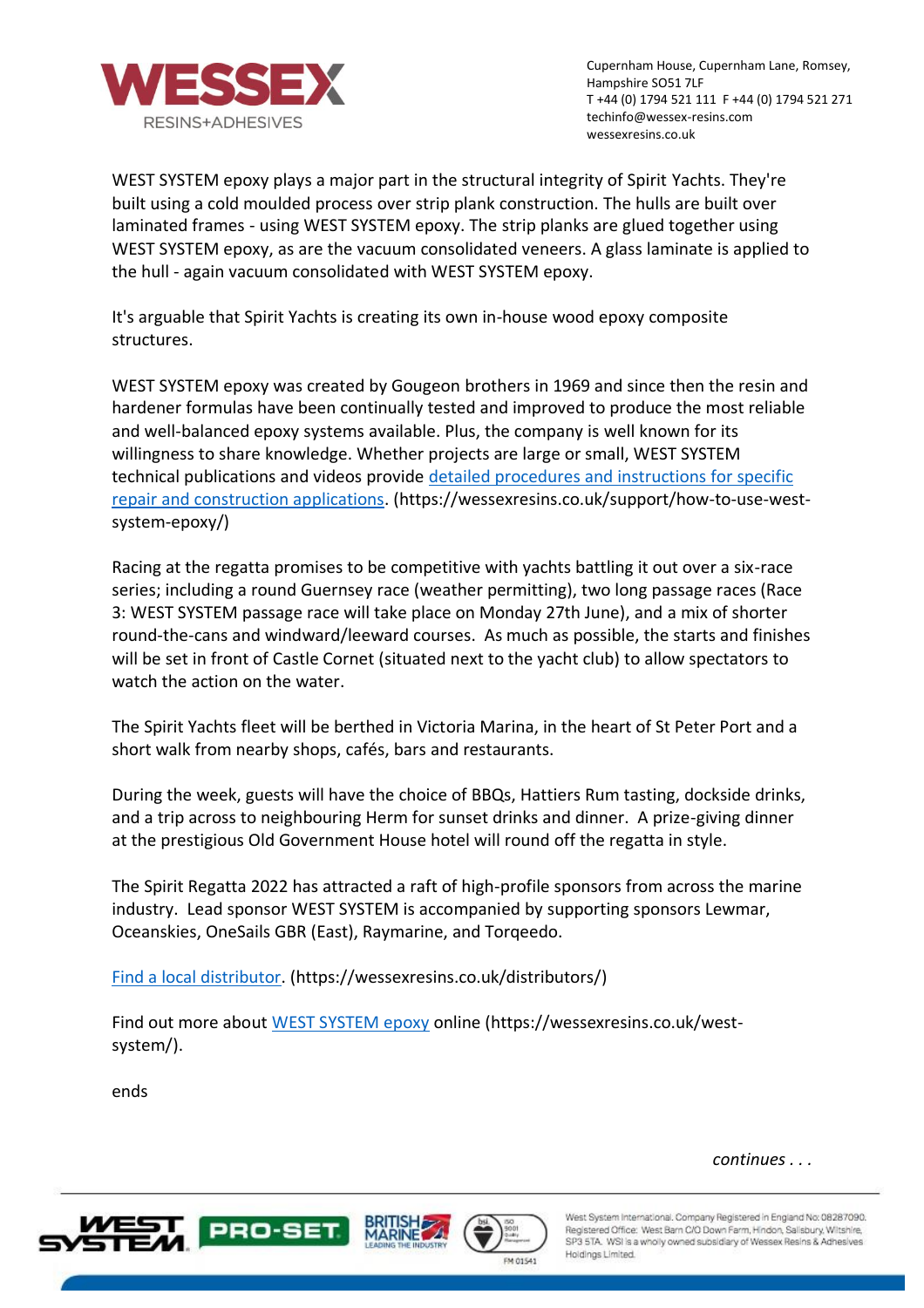WEST SYSTEM epoxy plays a major part in the structural integrity of Spirit Yachts. They're built using a cold moulded process over strip plank construction. The hulls are built over laminated frames - using WEST SYSTEM epoxy. The strip planks are glued together using WEST SYSTEM epoxy, as are the vacuum consolidated veneers. A glass laminate is applied to the hull - again vacuum consolidated with WEST SYSTEM epoxy.

It's arguable that Spirit Yachts is creating its own in-house wood epoxy composite structures.

WEST SYSTEM epoxy was created by Gougeon brothers in 1969 and since then the resin and hardener formulas have been continually tested and improved to produce the most reliable and well-balanced epoxy systems available. Plus, the company is well known for its willingness to share knowledge. Whether projects are large or small, WEST SYSTEM technical publications and videos provide detailed procedures and instructions for specific repair and construction applications. (https://wessexresins.co.uk/support/how-to-use-west-system-epoxy/)

Racing at the regatta promises to be competitive with yachts battling it out over a six-race series; including a round Guernsey race (weather permitting), two long passage races (Race 3: WEST SYSTEM passage race will take place on Monday 27th June), and a mix of shorter round-the-cans and windward/leeward courses. As much as possible, the starts and finishes will be set in front of Castle Cornet (situated next to the yacht club) to allow spectators to watch the action on the water.

The Spirit Yachts fleet will be berthed in Victoria Marina, in the heart of St Peter Port and a short walk from nearby shops, cafés, bars and restaurants.

During the week, guests will have the choice of BBQs, Hattiers Rum tasting, dockside drinks, and a trip across to neighbouring Herm for sunset drinks and dinner. A prize-giving dinner at the prestigious Old Government House hotel will round off the regatta in style.

The Spirit Regatta 2022 has attracted a raft of high-profile sponsors from across the marine industry. Lead sponsor WEST SYSTEM is accompanied by supporting sponsors Lewmar, Oceanskies, OneSails GBR (East), Raymarine, and Torqeedo.

Find a local distributor. (https://wessexresins.co.uk/distributors/)

Find out more about WEST SYSTEM epoxy online (https://wessexresins.co.uk/west-system/).

ends

*continues . . .*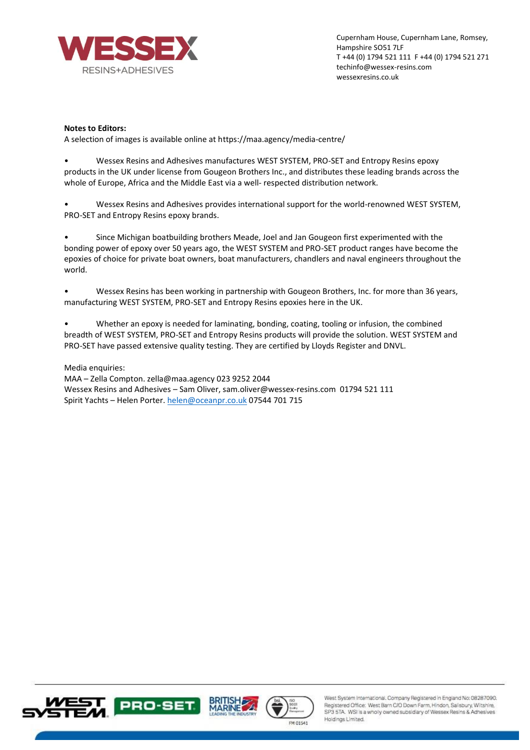**Notes to Editors:**

A selection of images is available online at https://maa.agency/media-centre/

- Wessex Resins and Adhesives manufactures WEST SYSTEM, PRO-SET and Entropy Resins epoxy products in the UK under license from Gougeon Brothers Inc., and distributes these leading brands across the whole of Europe, Africa and the Middle East via a well- respected distribution network.

- Wessex Resins and Adhesives provides international support for the world-renowned WEST SYSTEM, PRO-SET and Entropy Resins epoxy brands.

- Since Michigan boatbuilding brothers Meade, Joel and Jan Gougeon first experimented with the bonding power of epoxy over 50 years ago, the WEST SYSTEM and PRO-SET product ranges have become the epoxies of choice for private boat owners, boat manufacturers, chandlers and naval engineers throughout the world.

- Wessex Resins has been working in partnership with Gougeon Brothers, Inc. for more than 36 years, manufacturing WEST SYSTEM, PRO-SET and Entropy Resins epoxies here in the UK.

- Whether an epoxy is needed for laminating, bonding, coating, tooling or infusion, the combined breadth of WEST SYSTEM, PRO-SET and Entropy Resins products will provide the solution. WEST SYSTEM and PRO-SET have passed extensive quality testing. They are certified by Lloyds Register and DNVL.

Media enquiries:
MAA – Zella Compton. zella@maa.agency 023 9252 2044
Wessex Resins and Adhesives – Sam Oliver, sam.oliver@wessex-resins.com 01794 521 111
Spirit Yachts – Helen Porter. helen@oceanpr.co.uk 07544 701 715